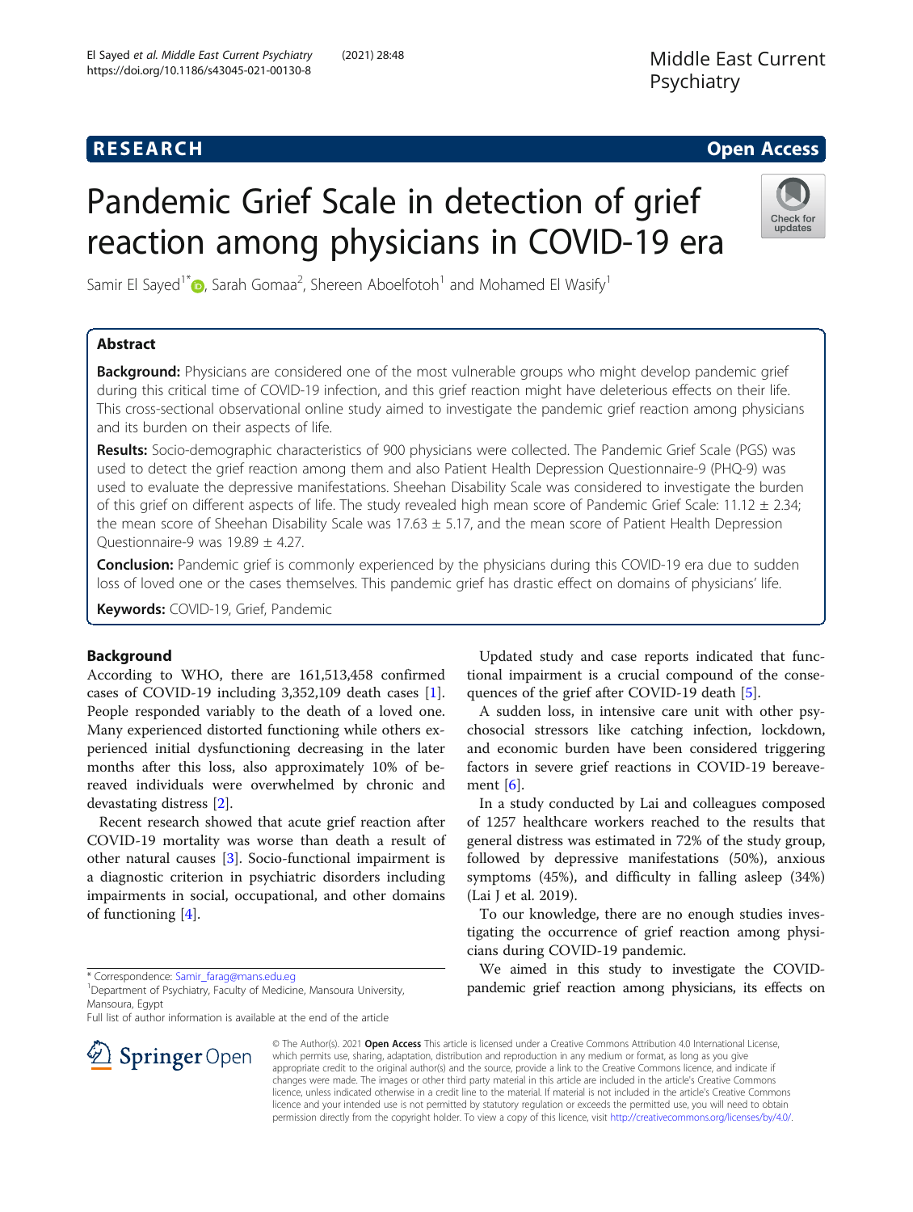# RESEARCH

# Pandemic Grief Scale in detection of grief reaction among physicians in COVID-19 era

Samir El Sayed[1*], Sarah Gomaa[2], Shereen Aboelfotoh[1] and Mohamed El Wasify[1]

## Abstract

**Background:** Physicians are considered one of the most vulnerable groups who might develop pandemic grief during this critical time of COVID-19 infection, and this grief reaction might have deleterious effects on their life. This cross-sectional observational online study aimed to investigate the pandemic grief reaction among physicians and its burden on their aspects of life.

**Results:** Socio-demographic characteristics of 900 physicians were collected. The Pandemic Grief Scale (PGS) was used to detect the grief reaction among them and also Patient Health Depression Questionnaire-9 (PHQ-9) was used to evaluate the depressive manifestations. Sheehan Disability Scale was considered to investigate the burden of this grief on different aspects of life. The study revealed high mean score of Pandemic Grief Scale: 11.12 ± 2.34; the mean score of Sheehan Disability Scale was 17.63 ± 5.17, and the mean score of Patient Health Depression Questionnaire-9 was 19.89 ± 4.27.

**Conclusion:** Pandemic grief is commonly experienced by the physicians during this COVID-19 era due to sudden loss of loved one or the cases themselves. This pandemic grief has drastic effect on domains of physicians' life.

**Keywords:** COVID-19, Grief, Pandemic

## Background

According to WHO, there are 161,513,458 confirmed cases of COVID-19 including 3,352,109 death cases [1]. People responded variably to the death of a loved one. Many experienced distorted functioning while others experienced initial dysfunctioning decreasing in the later months after this loss, also approximately 10% of bereaved individuals were overwhelmed by chronic and devastating distress [2].

Recent research showed that acute grief reaction after COVID-19 mortality was worse than death a result of other natural causes [3]. Socio-functional impairment is a diagnostic criterion in psychiatric disorders including impairments in social, occupational, and other domains of functioning [4].

Updated study and case reports indicated that functional impairment is a crucial compound of the consequences of the grief after COVID-19 death [5].

A sudden loss, in intensive care unit with other psychosocial stressors like catching infection, lockdown, and economic burden have been considered triggering factors in severe grief reactions in COVID-19 bereavement [6].

In a study conducted by Lai and colleagues composed of 1257 healthcare workers reached to the results that general distress was estimated in 72% of the study group, followed by depressive manifestations (50%), anxious symptoms (45%), and difficulty in falling asleep (34%) (Lai J et al. 2019).

To our knowledge, there are no enough studies investigating the occurrence of grief reaction among physicians during COVID-19 pandemic.

We aimed in this study to investigate the COVID-pandemic grief reaction among physicians, its effects on

\* Correspondence: Samir_farag@mans.edu.eg

[1]Department of Psychiatry, Faculty of Medicine, Mansoura University, Mansoura, Egypt

Full list of author information is available at the end of the article

© The Author(s). 2021 **Open Access** This article is licensed under a Creative Commons Attribution 4.0 International License, which permits use, sharing, adaptation, distribution and reproduction in any medium or format, as long as you give appropriate credit to the original author(s) and the source, provide a link to the Creative Commons licence, and indicate if changes were made. The images or other third party material in this article are included in the article's Creative Commons licence, unless indicated otherwise in a credit line to the material. If material is not included in the article's Creative Commons licence and your intended use is not permitted by statutory regulation or exceeds the permitted use, you will need to obtain permission directly from the copyright holder. To view a copy of this licence, visit http://creativecommons.org/licenses/by/4.0/.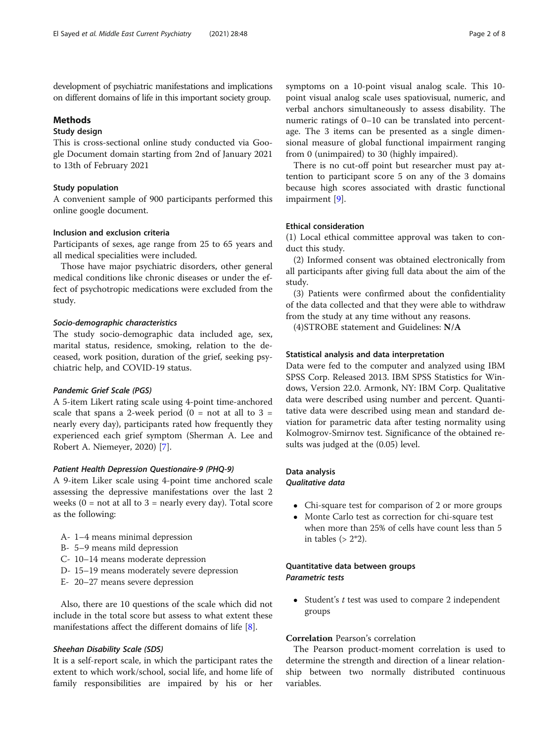development of psychiatric manifestations and implications on different domains of life in this important society group.

## Methods

### Study design

This is cross-sectional online study conducted via Google Document domain starting from 2nd of January 2021 to 13th of February 2021

### Study population

A convenient sample of 900 participants performed this online google document.

### Inclusion and exclusion criteria

Participants of sexes, age range from 25 to 65 years and all medical specialities were included.

Those have major psychiatric disorders, other general medical conditions like chronic diseases or under the effect of psychotropic medications were excluded from the study.

#### *Socio-demographic characteristics*

The study socio-demographic data included age, sex, marital status, residence, smoking, relation to the deceased, work position, duration of the grief, seeking psychiatric help, and COVID-19 status.

#### *Pandemic Grief Scale (PGS)*

A 5-item Likert rating scale using 4-point time-anchored scale that spans a 2-week period (0 = not at all to 3 = nearly every day), participants rated how frequently they experienced each grief symptom (Sherman A. Lee and Robert A. Niemeyer, 2020) [7].

#### *Patient Health Depression Questionaire-9 (PHQ-9)*

A 9-item Liker scale using 4-point time anchored scale assessing the depressive manifestations over the last 2 weeks (0 = not at all to 3 = nearly every day). Total score as the following:

- A- 1–4 means minimal depression
- B- 5–9 means mild depression
- C- 10–14 means moderate depression
- D- 15–19 means moderately severe depression
- E- 20–27 means severe depression

Also, there are 10 questions of the scale which did not include in the total score but assess to what extent these manifestations affect the different domains of life [8].

#### *Sheehan Disability Scale (SDS)*

It is a self-report scale, in which the participant rates the extent to which work/school, social life, and home life of family responsibilities are impaired by his or her symptoms on a 10-point visual analog scale. This 10-point visual analog scale uses spatiovisual, numeric, and verbal anchors simultaneously to assess disability. The numeric ratings of 0–10 can be translated into percentage. The 3 items can be presented as a single dimensional measure of global functional impairment ranging from 0 (unimpaired) to 30 (highly impaired).

There is no cut-off point but researcher must pay attention to participant score 5 on any of the 3 domains because high scores associated with drastic functional impairment [9].

### Ethical consideration

(1) Local ethical committee approval was taken to conduct this study.

(2) Informed consent was obtained electronically from all participants after giving full data about the aim of the study.

(3) Patients were confirmed about the confidentiality of the data collected and that they were able to withdraw from the study at any time without any reasons.

(4)STROBE statement and Guidelines: **N/A**

### Statistical analysis and data interpretation

Data were fed to the computer and analyzed using IBM SPSS Corp. Released 2013. IBM SPSS Statistics for Windows, Version 22.0. Armonk, NY: IBM Corp. Qualitative data were described using number and percent. Quantitative data were described using mean and standard deviation for parametric data after testing normality using Kolmogrov-Smirnov test. Significance of the obtained results was judged at the (0.05) level.

### Data analysis

#### *Qualitative data*

- Chi-square test for comparison of 2 or more groups
- Monte Carlo test as correction for chi-square test when more than 25% of cells have count less than 5 in tables (> 2*2).

### Quantitative data between groups

#### *Parametric tests*

- Student's *t* test was used to compare 2 independent groups

**Correlation** Pearson's correlation

The Pearson product-moment correlation is used to determine the strength and direction of a linear relationship between two normally distributed continuous variables.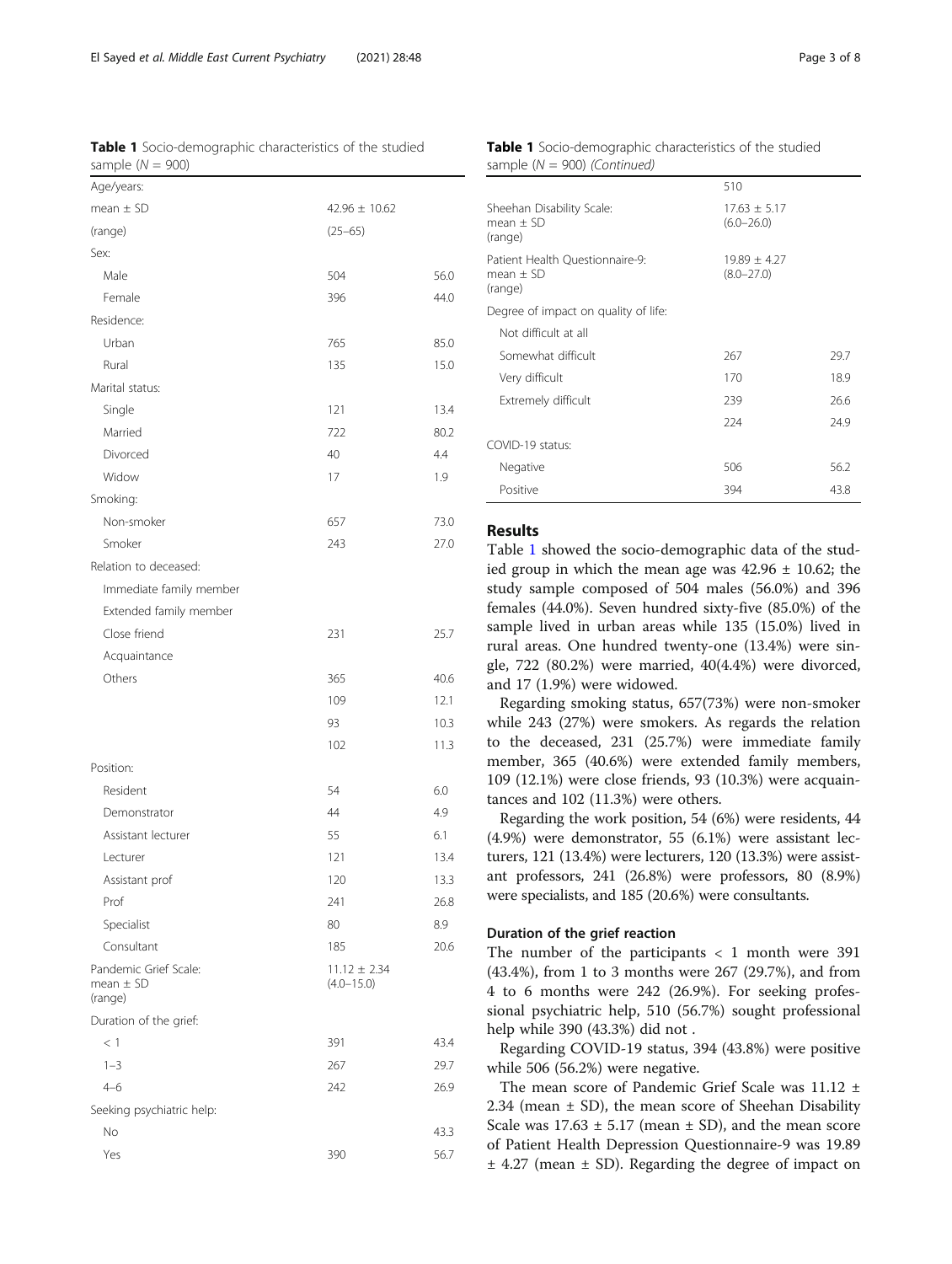**Table 1** Socio-demographic characteristics of the studied sample (N = 900)

| | | |
|---|---|---|
| Age/years: | | |
| mean ± SD | 42.96 ± 10.62 | |
| (range) | (25–65) | |
| Sex: | | |
| Male | 504 | 56.0 |
| Female | 396 | 44.0 |
| Residence: | | |
| Urban | 765 | 85.0 |
| Rural | 135 | 15.0 |
| Marital status: | | |
| Single | 121 | 13.4 |
| Married | 722 | 80.2 |
| Divorced | 40 | 4.4 |
| Widow | 17 | 1.9 |
| Smoking: | | |
| Non-smoker | 657 | 73.0 |
| Smoker | 243 | 27.0 |
| Relation to deceased: | | |
| Immediate family member | | |
| Extended family member | | |
| Close friend | 231 | 25.7 |
| Acquaintance | | |
| Others | 365 | 40.6 |
| | 109 | 12.1 |
| | 93 | 10.3 |
| | 102 | 11.3 |
| Position: | | |
| Resident | 54 | 6.0 |
| Demonstrator | 44 | 4.9 |
| Assistant lecturer | 55 | 6.1 |
| Lecturer | 121 | 13.4 |
| Assistant prof | 120 | 13.3 |
| Prof | 241 | 26.8 |
| Specialist | 80 | 8.9 |
| Consultant | 185 | 20.6 |
| Pandemic Grief Scale: mean ± SD (range) | 11.12 ± 2.34 (4.0–15.0) | |
| Duration of the grief: | | |
| < 1 | 391 | 43.4 |
| 1–3 | 267 | 29.7 |
| 4–6 | 242 | 26.9 |
| Seeking psychiatric help: | | |
| No | | 43.3 |
| Yes | 390 | 56.7 |
| | 510 | |
| Sheehan Disability Scale: mean ± SD (range) | 17.63 ± 5.17 (6.0–26.0) | |
| Patient Health Questionnaire-9: mean ± SD (range) | 19.89 ± 4.27 (8.0–27.0) | |
| Degree of impact on quality of life: | | |
| Not difficult at all | | |
| Somewhat difficult | 267 | 29.7 |
| Very difficult | 170 | 18.9 |
| Extremely difficult | 239 | 26.6 |
| | 224 | 24.9 |
| COVID-19 status: | | |
| Negative | 506 | 56.2 |
| Positive | 394 | 43.8 |

## Results

Table 1 showed the socio-demographic data of the studied group in which the mean age was 42.96 ± 10.62; the study sample composed of 504 males (56.0%) and 396 females (44.0%). Seven hundred sixty-five (85.0%) of the sample lived in urban areas while 135 (15.0%) lived in rural areas. One hundred twenty-one (13.4%) were single, 722 (80.2%) were married, 40(4.4%) were divorced, and 17 (1.9%) were widowed.

Regarding smoking status, 657(73%) were non-smoker while 243 (27%) were smokers. As regards the relation to the deceased, 231 (25.7%) were immediate family member, 365 (40.6%) were extended family members, 109 (12.1%) were close friends, 93 (10.3%) were acquaintances and 102 (11.3%) were others.

Regarding the work position, 54 (6%) were residents, 44 (4.9%) were demonstrator, 55 (6.1%) were assistant lecturers, 121 (13.4%) were lecturers, 120 (13.3%) were assistant professors, 241 (26.8%) were professors, 80 (8.9%) were specialists, and 185 (20.6%) were consultants.

### Duration of the grief reaction

The number of the participants < 1 month were 391 (43.4%), from 1 to 3 months were 267 (29.7%), and from 4 to 6 months were 242 (26.9%). For seeking professional psychiatric help, 510 (56.7%) sought professional help while 390 (43.3%) did not .

Regarding COVID-19 status, 394 (43.8%) were positive while 506 (56.2%) were negative.

The mean score of Pandemic Grief Scale was 11.12 ± 2.34 (mean ± SD), the mean score of Sheehan Disability Scale was 17.63 ± 5.17 (mean ± SD), and the mean score of Patient Health Depression Questionnaire-9 was 19.89 ± 4.27 (mean ± SD). Regarding the degree of impact on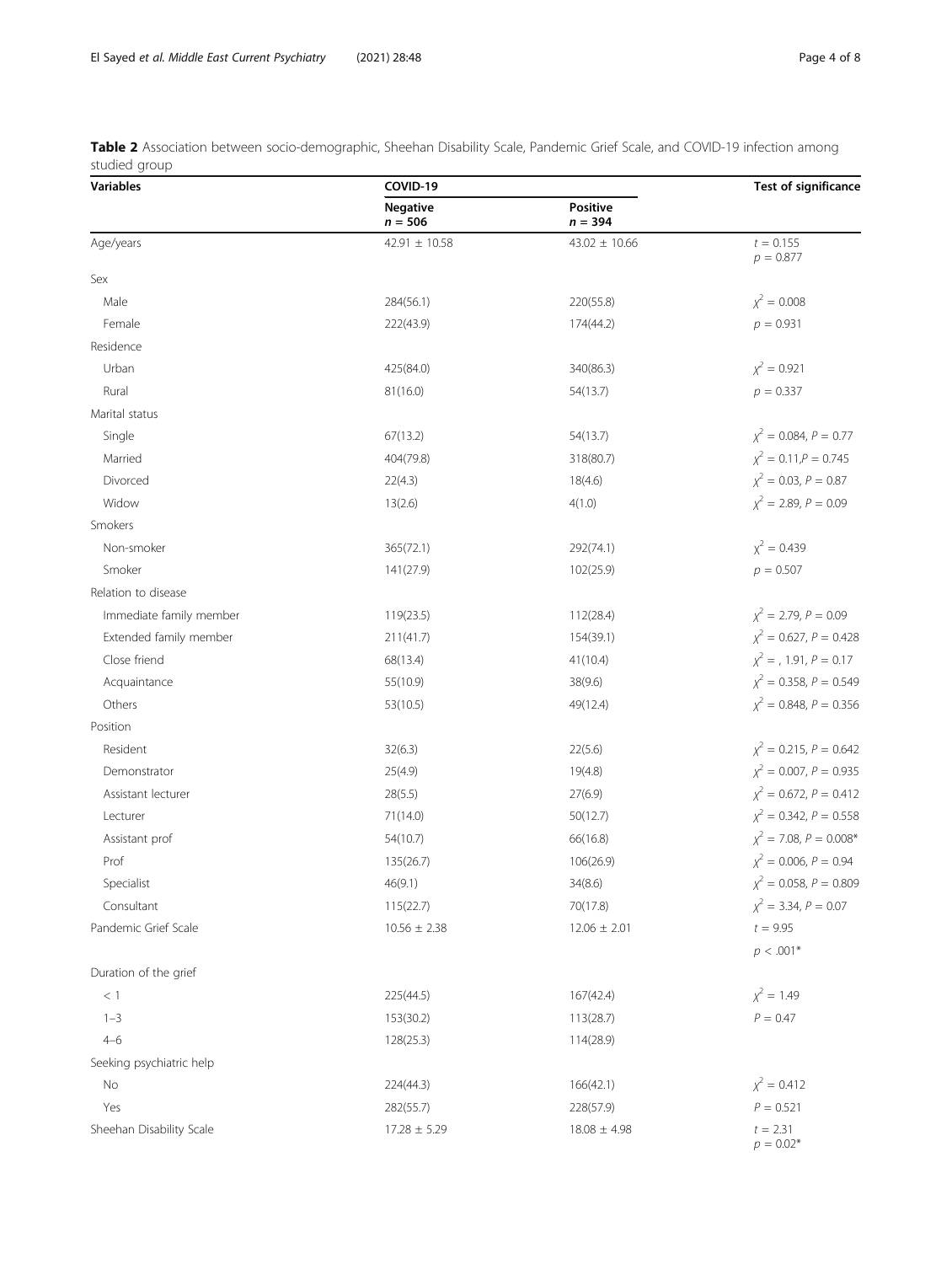**Table 2** Association between socio-demographic, Sheehan Disability Scale, Pandemic Grief Scale, and COVID-19 infection among studied group

| Variables | COVID-19 | | Test of significance |
|---|---|---|---|
| | Negative $n = 506$ | Positive $n = 394$ | |
| Age/years | 42.91 ± 10.58 | 43.02 ± 10.66 | $t = 0.155$ $p = 0.877$ |
| Sex | | | |
| Male | 284(56.1) | 220(55.8) | $\chi^2 = 0.008$ |
| Female | 222(43.9) | 174(44.2) | $p = 0.931$ |
| Residence | | | |
| Urban | 425(84.0) | 340(86.3) | $\chi^2 = 0.921$ |
| Rural | 81(16.0) | 54(13.7) | $p = 0.337$ |
| Marital status | | | |
| Single | 67(13.2) | 54(13.7) | $\chi^2 = 0.084$, $P = 0.77$ |
| Married | 404(79.8) | 318(80.7) | $\chi^2 = 0.11$,$P = 0.745$ |
| Divorced | 22(4.3) | 18(4.6) | $\chi^2 = 0.03$, $P = 0.87$ |
| Widow | 13(2.6) | 4(1.0) | $\chi^2 = 2.89$, $P = 0.09$ |
| Smokers | | | |
| Non-smoker | 365(72.1) | 292(74.1) | $\chi^2 = 0.439$ |
| Smoker | 141(27.9) | 102(25.9) | $p = 0.507$ |
| Relation to disease | | | |
| Immediate family member | 119(23.5) | 112(28.4) | $\chi^2 = 2.79$, $P = 0.09$ |
| Extended family member | 211(41.7) | 154(39.1) | $\chi^2 = 0.627$, $P = 0.428$ |
| Close friend | 68(13.4) | 41(10.4) | $\chi^2 =$ , 1.91, $P = 0.17$ |
| Acquaintance | 55(10.9) | 38(9.6) | $\chi^2 = 0.358$, $P = 0.549$ |
| Others | 53(10.5) | 49(12.4) | $\chi^2 = 0.848$, $P = 0.356$ |
| Position | | | |
| Resident | 32(6.3) | 22(5.6) | $\chi^2 = 0.215$, $P = 0.642$ |
| Demonstrator | 25(4.9) | 19(4.8) | $\chi^2 = 0.007$, $P = 0.935$ |
| Assistant lecturer | 28(5.5) | 27(6.9) | $\chi^2 = 0.672$, $P = 0.412$ |
| Lecturer | 71(14.0) | 50(12.7) | $\chi^2 = 0.342$, $P = 0.558$ |
| Assistant prof | 54(10.7) | 66(16.8) | $\chi^2 = 7.08$, $P = 0.008$* |
| Prof | 135(26.7) | 106(26.9) | $\chi^2 = 0.006$, $P = 0.94$ |
| Specialist | 46(9.1) | 34(8.6) | $\chi^2 = 0.058$, $P = 0.809$ |
| Consultant | 115(22.7) | 70(17.8) | $\chi^2 = 3.34$, $P = 0.07$ |
| Pandemic Grief Scale | 10.56 ± 2.38 | 12.06 ± 2.01 | $t = 9.95$ $p < .001$* |
| Duration of the grief | | | |
| < 1 | 225(44.5) | 167(42.4) | $\chi^2 = 1.49$ |
| 1–3 | 153(30.2) | 113(28.7) | $P = 0.47$ |
| 4–6 | 128(25.3) | 114(28.9) | |
| Seeking psychiatric help | | | |
| No | 224(44.3) | 166(42.1) | $\chi^2 = 0.412$ |
| Yes | 282(55.7) | 228(57.9) | $P = 0.521$ |
| Sheehan Disability Scale | 17.28 ± 5.29 | 18.08 ± 4.98 | $t = 2.31$ $p = 0.02$* |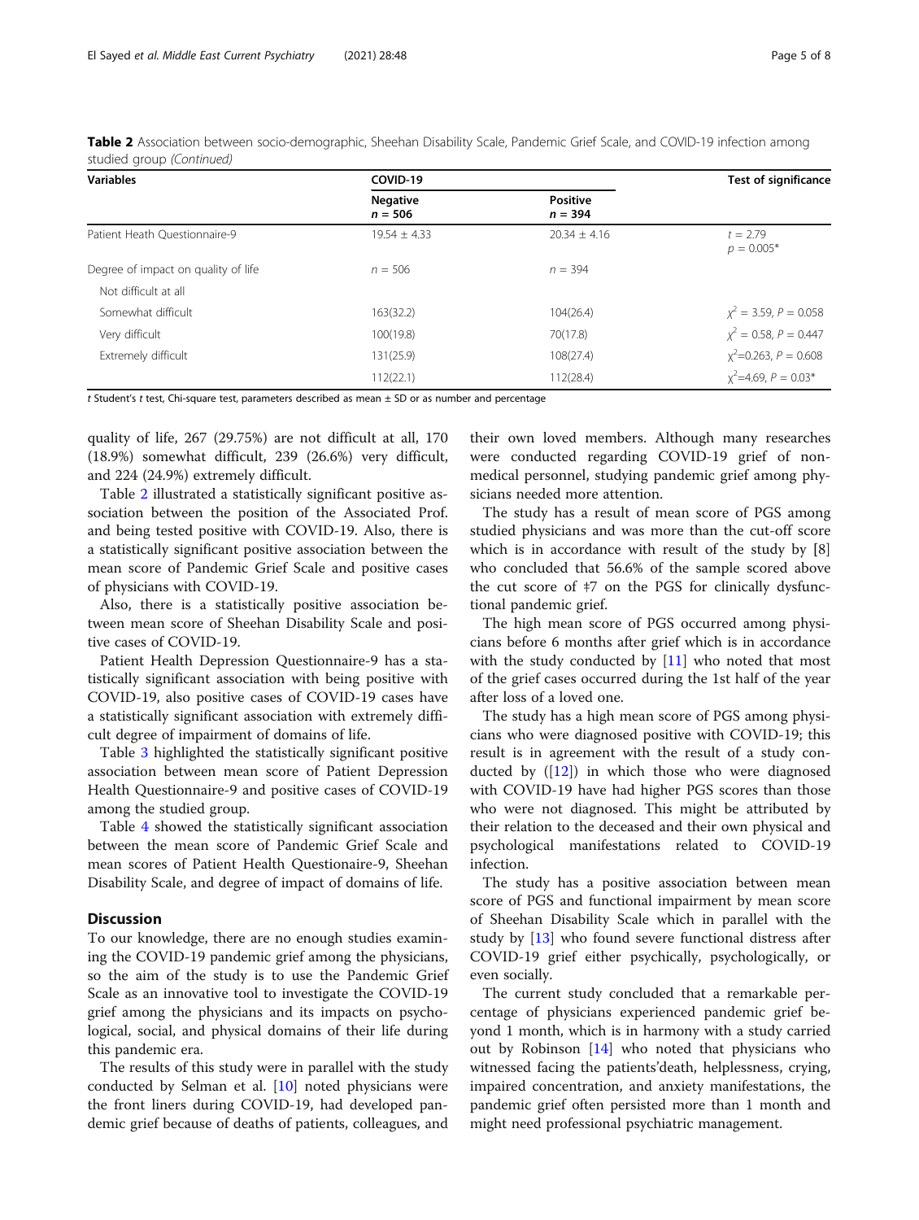**Table 2** Association between socio-demographic, Sheehan Disability Scale, Pandemic Grief Scale, and COVID-19 infection among studied group *(Continued)*

| Variables | COVID-19 | | Test of significance |
|---|---|---|---|
| | Negative $n = 506$ | Positive $n = 394$ | |
| Patient Heath Questionnaire-9 | 19.54 ± 4.33 | 20.34 ± 4.16 | $t = 2.79$ $p = 0.005$* |
| Degree of impact on quality of life | $n = 506$ | $n = 394$ | |
| Not difficult at all | | | |
| Somewhat difficult | 163(32.2) | 104(26.4) | $\chi^2 = 3.59$, $P = 0.058$ |
| Very difficult | 100(19.8) | 70(17.8) | $\chi^2 = 0.58$, $P = 0.447$ |
| Extremely difficult | 131(25.9) | 108(27.4) | $\chi^2$=0.263, $P = 0.608$ |
| | 112(22.1) | 112(28.4) | $\chi^2$=4.69, $P = 0.03$* |

*t* Student's *t* test, Chi-square test, parameters described as mean ± SD or as number and percentage

quality of life, 267 (29.75%) are not difficult at all, 170 (18.9%) somewhat difficult, 239 (26.6%) very difficult, and 224 (24.9%) extremely difficult.

Table 2 illustrated a statistically significant positive association between the position of the Associated Prof. and being tested positive with COVID-19. Also, there is a statistically significant positive association between the mean score of Pandemic Grief Scale and positive cases of physicians with COVID-19.

Also, there is a statistically positive association between mean score of Sheehan Disability Scale and positive cases of COVID-19.

Patient Health Depression Questionnaire-9 has a statistically significant association with being positive with COVID-19, also positive cases of COVID-19 cases have a statistically significant association with extremely difficult degree of impairment of domains of life.

Table 3 highlighted the statistically significant positive association between mean score of Patient Depression Health Questionnaire-9 and positive cases of COVID-19 among the studied group.

Table 4 showed the statistically significant association between the mean score of Pandemic Grief Scale and mean scores of Patient Health Questionaire-9, Sheehan Disability Scale, and degree of impact of domains of life.

## Discussion

To our knowledge, there are no enough studies examining the COVID-19 pandemic grief among the physicians, so the aim of the study is to use the Pandemic Grief Scale as an innovative tool to investigate the COVID-19 grief among the physicians and its impacts on psychological, social, and physical domains of their life during this pandemic era.

The results of this study were in parallel with the study conducted by Selman et al. [10] noted physicians were the front liners during COVID-19, had developed pandemic grief because of deaths of patients, colleagues, and their own loved members. Although many researches were conducted regarding COVID-19 grief of non-medical personnel, studying pandemic grief among physicians needed more attention.

The study has a result of mean score of PGS among studied physicians and was more than the cut-off score which is in accordance with result of the study by [8] who concluded that 56.6% of the sample scored above the cut score of ‡7 on the PGS for clinically dysfunctional pandemic grief.

The high mean score of PGS occurred among physicians before 6 months after grief which is in accordance with the study conducted by [11] who noted that most of the grief cases occurred during the 1st half of the year after loss of a loved one.

The study has a high mean score of PGS among physicians who were diagnosed positive with COVID-19; this result is in agreement with the result of a study conducted by ([12]) in which those who were diagnosed with COVID-19 have had higher PGS scores than those who were not diagnosed. This might be attributed by their relation to the deceased and their own physical and psychological manifestations related to COVID-19 infection.

The study has a positive association between mean score of PGS and functional impairment by mean score of Sheehan Disability Scale which in parallel with the study by [13] who found severe functional distress after COVID-19 grief either psychically, psychologically, or even socially.

The current study concluded that a remarkable percentage of physicians experienced pandemic grief beyond 1 month, which is in harmony with a study carried out by Robinson [14] who noted that physicians who witnessed facing the patients'death, helplessness, crying, impaired concentration, and anxiety manifestations, the pandemic grief often persisted more than 1 month and might need professional psychiatric management.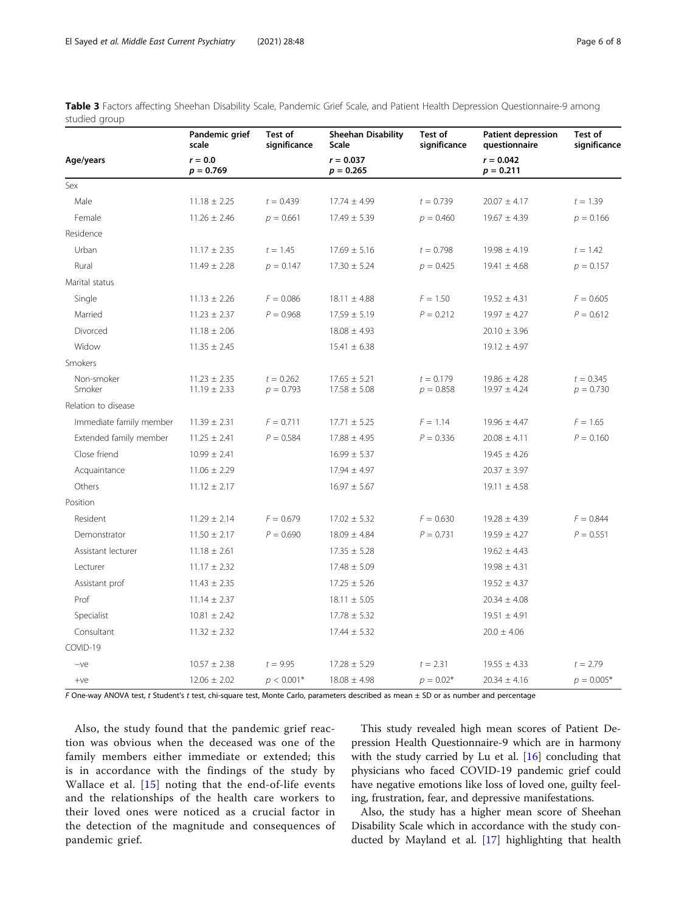**Table 3** Factors affecting Sheehan Disability Scale, Pandemic Grief Scale, and Patient Health Depression Questionnaire-9 among studied group

| | Pandemic grief scale | Test of significance | Sheehan Disability Scale | Test of significance | Patient depression questionnaire | Test of significance |
|---|---|---|---|---|---|---|
| **Age/years** | **$r = 0.0$ $p = 0.769$** | | **$r = 0.037$ $p = 0.265$** | | **$r = 0.042$ $p = 0.211$** | |
| Sex | | | | | | |
| Male | 11.18 ± 2.25 | $t = 0.439$ | 17.74 ± 4.99 | $t = 0.739$ | 20.07 ± 4.17 | $t = 1.39$ |
| Female | 11.26 ± 2.46 | $p = 0.661$ | 17.49 ± 5.39 | $p = 0.460$ | 19.67 ± 4.39 | $p = 0.166$ |
| Residence | | | | | | |
| Urban | 11.17 ± 2.35 | $t = 1.45$ | 17.69 ± 5.16 | $t = 0.798$ | 19.98 ± 4.19 | $t = 1.42$ |
| Rural | 11.49 ± 2.28 | $p = 0.147$ | 17.30 ± 5.24 | $p = 0.425$ | 19.41 ± 4.68 | $p = 0.157$ |
| Marital status | | | | | | |
| Single | 11.13 ± 2.26 | $F = 0.086$ | 18.11 ± 4.88 | $F = 1.50$ | 19.52 ± 4.31 | $F = 0.605$ |
| Married | 11.23 ± 2.37 | $P = 0.968$ | 17.59 ± 5.19 | $P = 0.212$ | 19.97 ± 4.27 | $P = 0.612$ |
| Divorced | 11.18 ± 2.06 | | 18.08 ± 4.93 | | 20.10 ± 3.96 | |
| Widow | 11.35 ± 2.45 | | 15.41 ± 6.38 | | 19.12 ± 4.97 | |
| Smokers | | | | | | |
| Non-smoker | 11.23 ± 2.35 | $t = 0.262$ | 17.65 ± 5.21 | $t = 0.179$ | 19.86 ± 4.28 | $t = 0.345$ |
| Smoker | 11.19 ± 2.33 | $p = 0.793$ | 17.58 ± 5.08 | $p = 0.858$ | 19.97 ± 4.24 | $p = 0.730$ |
| Relation to disease | | | | | | |
| Immediate family member | 11.39 ± 2.31 | $F = 0.711$ | 17.71 ± 5.25 | $F = 1.14$ | 19.96 ± 4.47 | $F = 1.65$ |
| Extended family member | 11.25 ± 2.41 | $P = 0.584$ | 17.88 ± 4.95 | $P = 0.336$ | 20.08 ± 4.11 | $P = 0.160$ |
| Close friend | 10.99 ± 2.41 | | 16.99 ± 5.37 | | 19.45 ± 4.26 | |
| Acquaintance | 11.06 ± 2.29 | | 17.94 ± 4.97 | | 20.37 ± 3.97 | |
| Others | 11.12 ± 2.17 | | 16.97 ± 5.67 | | 19.11 ± 4.58 | |
| Position | | | | | | |
| Resident | 11.29 ± 2.14 | $F = 0.679$ | 17.02 ± 5.32 | $F = 0.630$ | 19.28 ± 4.39 | $F = 0.844$ |
| Demonstrator | 11.50 ± 2.17 | $P = 0.690$ | 18.09 ± 4.84 | $P = 0.731$ | 19.59 ± 4.27 | $P = 0.551$ |
| Assistant lecturer | 11.18 ± 2.61 | | 17.35 ± 5.28 | | 19.62 ± 4.43 | |
| Lecturer | 11.17 ± 2.32 | | 17.48 ± 5.09 | | 19.98 ± 4.31 | |
| Assistant prof | 11.43 ± 2.35 | | 17.25 ± 5.26 | | 19.52 ± 4.37 | |
| Prof | 11.14 ± 2.37 | | 18.11 ± 5.05 | | 20.34 ± 4.08 | |
| Specialist | 10.81 ± 2.42 | | 17.78 ± 5.32 | | 19.51 ± 4.91 | |
| Consultant | 11.32 ± 2.32 | | 17.44 ± 5.32 | | 20.0 ± 4.06 | |
| COVID-19 | | | | | | |
| −ve | 10.57 ± 2.38 | $t = 9.95$ | 17.28 ± 5.29 | $t = 2.31$ | 19.55 ± 4.33 | $t = 2.79$ |
| +ve | 12.06 ± 2.02 | $p < 0.001$* | 18.08 ± 4.98 | $p = 0.02$* | 20.34 ± 4.16 | $p = 0.005$* |

*F* One-way ANOVA test, *t* Student's *t* test, chi-square test, Monte Carlo, parameters described as mean ± SD or as number and percentage

Also, the study found that the pandemic grief reaction was obvious when the deceased was one of the family members either immediate or extended; this is in accordance with the findings of the study by Wallace et al. [15] noting that the end-of-life events and the relationships of the health care workers to their loved ones were noticed as a crucial factor in the detection of the magnitude and consequences of pandemic grief.

This study revealed high mean scores of Patient Depression Health Questionnaire-9 which are in harmony with the study carried by Lu et al. [16] concluding that physicians who faced COVID-19 pandemic grief could have negative emotions like loss of loved one, guilty feeling, frustration, fear, and depressive manifestations.

Also, the study has a higher mean score of Sheehan Disability Scale which in accordance with the study conducted by Mayland et al. [17] highlighting that health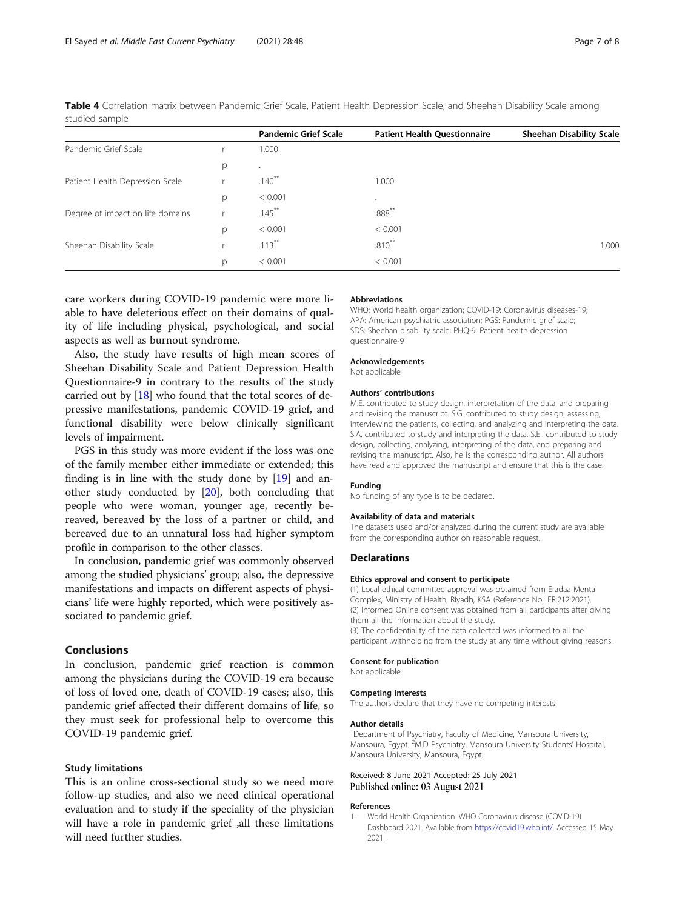**Table 4** Correlation matrix between Pandemic Grief Scale, Patient Health Depression Scale, and Sheehan Disability Scale among studied sample

| | | Pandemic Grief Scale | Patient Health Questionnaire | Sheehan Disability Scale |
|---|---|---|---|---|
| Pandemic Grief Scale | r | 1.000 | | |
| | p | . | | |
| Patient Health Depression Scale | r | .140** | 1.000 | |
| | p | < 0.001 | . | |
| Degree of impact on life domains | r | .145** | .888** | |
| | p | < 0.001 | < 0.001 | |
| Sheehan Disability Scale | r | .113** | .810** | 1.000 |
| | p | < 0.001 | < 0.001 | |

care workers during COVID-19 pandemic were more liable to have deleterious effect on their domains of quality of life including physical, psychological, and social aspects as well as burnout syndrome.

Also, the study have results of high mean scores of Sheehan Disability Scale and Patient Depression Health Questionnaire-9 in contrary to the results of the study carried out by [18] who found that the total scores of depressive manifestations, pandemic COVID-19 grief, and functional disability were below clinically significant levels of impairment.

PGS in this study was more evident if the loss was one of the family member either immediate or extended; this finding is in line with the study done by [19] and another study conducted by [20], both concluding that people who were woman, younger age, recently bereaved, bereaved by the loss of a partner or child, and bereaved due to an unnatural loss had higher symptom profile in comparison to the other classes.

In conclusion, pandemic grief was commonly observed among the studied physicians' group; also, the depressive manifestations and impacts on different aspects of physicians' life were highly reported, which were positively associated to pandemic grief.

## Conclusions

In conclusion, pandemic grief reaction is common among the physicians during the COVID-19 era because of loss of loved one, death of COVID-19 cases; also, this pandemic grief affected their different domains of life, so they must seek for professional help to overcome this COVID-19 pandemic grief.

### Study limitations

This is an online cross-sectional study so we need more follow-up studies, and also we need clinical operational evaluation and to study if the speciality of the physician will have a role in pandemic grief ,all these limitations will need further studies.

#### Abbreviations

WHO: World health organization; COVID-19: Coronavirus diseases-19; APA: American psychiatric association; PGS: Pandemic grief scale; SDS: Sheehan disability scale; PHQ-9: Patient health depression questionnaire-9

#### Acknowledgements

Not applicable

#### Authors' contributions

M.E. contributed to study design, interpretation of the data, and preparing and revising the manuscript. S.G. contributed to study design, assessing, interviewing the patients, collecting, and analyzing and interpreting the data. S.A. contributed to study and interpreting the data. S.El. contributed to study design, collecting, analyzing, interpreting of the data, and preparing and revising the manuscript. Also, he is the corresponding author. All authors have read and approved the manuscript and ensure that this is the case.

#### Funding

No funding of any type is to be declared.

#### Availability of data and materials

The datasets used and/or analyzed during the current study are available from the corresponding author on reasonable request.

## Declarations

#### Ethics approval and consent to participate

(1) Local ethical committee approval was obtained from Eradaa Mental Complex, Ministry of Health, Riyadh, KSA (Reference No.: ER:212:2021).
(2) Informed Online consent was obtained from all participants after giving them all the information about the study.
(3) The confidentiality of the data collected was informed to all the participant ,withholding from the study at any time without giving reasons.

#### Consent for publication

Not applicable

#### Competing interests

The authors declare that they have no competing interests.

#### Author details

[1]Department of Psychiatry, Faculty of Medicine, Mansoura University, Mansoura, Egypt. [2]M.D Psychiatry, Mansoura University Students' Hospital, Mansoura University, Mansoura, Egypt.

Received: 8 June 2021 Accepted: 25 July 2021
Published online: 03 August 2021

#### References

1. World Health Organization. WHO Coronavirus disease (COVID-19) Dashboard 2021. Available from https://covid19.who.int/. Accessed 15 May 2021.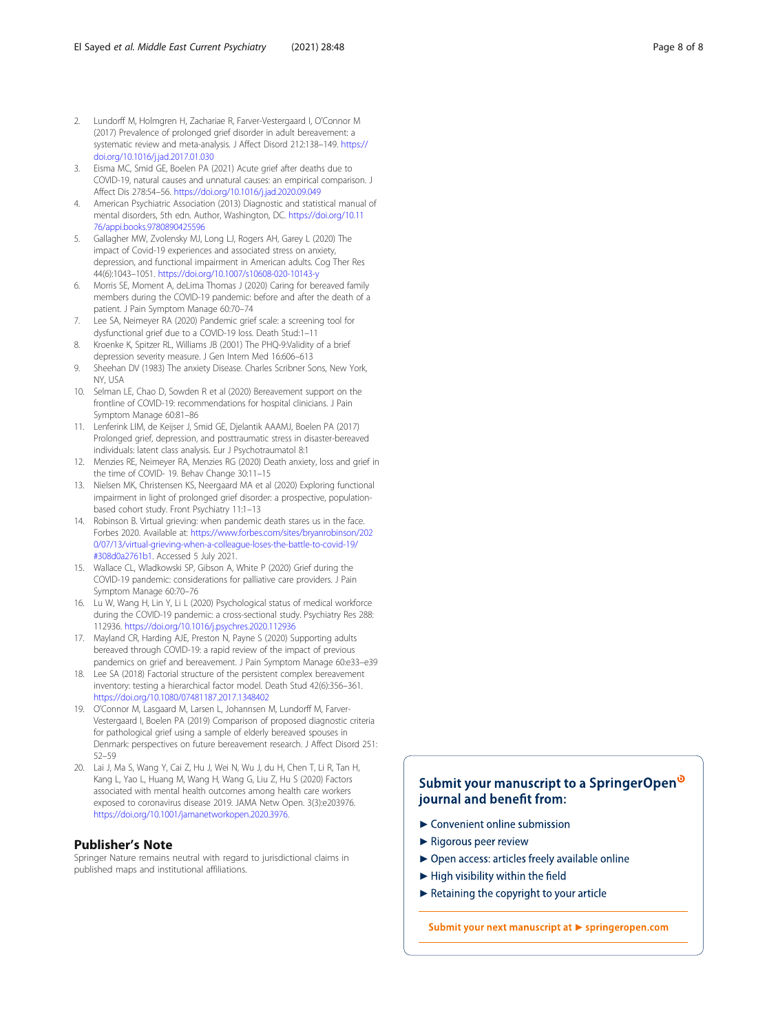2. Lundorff M, Holmgren H, Zachariae R, Farver-Vestergaard I, O'Connor M (2017) Prevalence of prolonged grief disorder in adult bereavement: a systematic review and meta-analysis. J Affect Disord 212:138–149. https://doi.org/10.1016/j.jad.2017.01.030
3. Eisma MC, Smid GE, Boelen PA (2021) Acute grief after deaths due to COVID-19, natural causes and unnatural causes: an empirical comparison. J Affect Dis 278:54–56. https://doi.org/10.1016/j.jad.2020.09.049
4. American Psychiatric Association (2013) Diagnostic and statistical manual of mental disorders, 5th edn. Author, Washington, DC. https://doi.org/10.1176/appi.books.9780890425596
5. Gallagher MW, Zvolensky MJ, Long LJ, Rogers AH, Garey L (2020) The impact of Covid-19 experiences and associated stress on anxiety, depression, and functional impairment in American adults. Cog Ther Res 44(6):1043–1051. https://doi.org/10.1007/s10608-020-10143-y
6. Morris SE, Moment A, deLima Thomas J (2020) Caring for bereaved family members during the COVID-19 pandemic: before and after the death of a patient. J Pain Symptom Manage 60:70–74
7. Lee SA, Neimeyer RA (2020) Pandemic grief scale: a screening tool for dysfunctional grief due to a COVID-19 loss. Death Stud:1–11
8. Kroenke K, Spitzer RL, Williams JB (2001) The PHQ-9:Validity of a brief depression severity measure. J Gen Intern Med 16:606–613
9. Sheehan DV (1983) The anxiety Disease. Charles Scribner Sons, New York, NY, USA
10. Selman LE, Chao D, Sowden R et al (2020) Bereavement support on the frontline of COVID-19: recommendations for hospital clinicians. J Pain Symptom Manage 60:81–86
11. Lenferink LIM, de Keijser J, Smid GE, Djelantik AAAMJ, Boelen PA (2017) Prolonged grief, depression, and posttraumatic stress in disaster-bereaved individuals: latent class analysis. Eur J Psychotraumatol 8:1
12. Menzies RE, Neimeyer RA, Menzies RG (2020) Death anxiety, loss and grief in the time of COVID- 19. Behav Change 30:11–15
13. Nielsen MK, Christensen KS, Neergaard MA et al (2020) Exploring functional impairment in light of prolonged grief disorder: a prospective, population-based cohort study. Front Psychiatry 11:1–13
14. Robinson B. Virtual grieving: when pandemic death stares us in the face. Forbes 2020. Available at: https://www.forbes.com/sites/bryanrobinson/2020/07/13/virtual-grieving-when-a-colleague-loses-the-battle-to-covid-19/#308d0a2761b1. Accessed 5 July 2021.
15. Wallace CL, Wladkowski SP, Gibson A, White P (2020) Grief during the COVID-19 pandemic: considerations for palliative care providers. J Pain Symptom Manage 60:70–76
16. Lu W, Wang H, Lin Y, Li L (2020) Psychological status of medical workforce during the COVID-19 pandemic: a cross-sectional study. Psychiatry Res 288: 112936. https://doi.org/10.1016/j.psychres.2020.112936
17. Mayland CR, Harding AJE, Preston N, Payne S (2020) Supporting adults bereaved through COVID-19: a rapid review of the impact of previous pandemics on grief and bereavement. J Pain Symptom Manage 60:e33–e39
18. Lee SA (2018) Factorial structure of the persistent complex bereavement inventory: testing a hierarchical factor model. Death Stud 42(6):356–361. https://doi.org/10.1080/07481187.2017.1348402
19. O'Connor M, Lasgaard M, Larsen L, Johannsen M, Lundorff M, Farver-Vestergaard I, Boelen PA (2019) Comparison of proposed diagnostic criteria for pathological grief using a sample of elderly bereaved spouses in Denmark: perspectives on future bereavement research. J Affect Disord 251: 52–59
20. Lai J, Ma S, Wang Y, Cai Z, Hu J, Wei N, Wu J, du H, Chen T, Li R, Tan H, Kang L, Yao L, Huang M, Wang H, Wang G, Liu Z, Hu S (2020) Factors associated with mental health outcomes among health care workers exposed to coronavirus disease 2019. JAMA Netw Open. 3(3):e203976. https://doi.org/10.1001/jamanetworkopen.2020.3976.

## Publisher's Note

Springer Nature remains neutral with regard to jurisdictional claims in published maps and institutional affiliations.

**Submit your manuscript to a SpringerOpen journal and benefit from:**

- ► Convenient online submission
- ► Rigorous peer review
- ► Open access: articles freely available online
- ► High visibility within the field
- ► Retaining the copyright to your article

**Submit your next manuscript at ► springeropen.com**